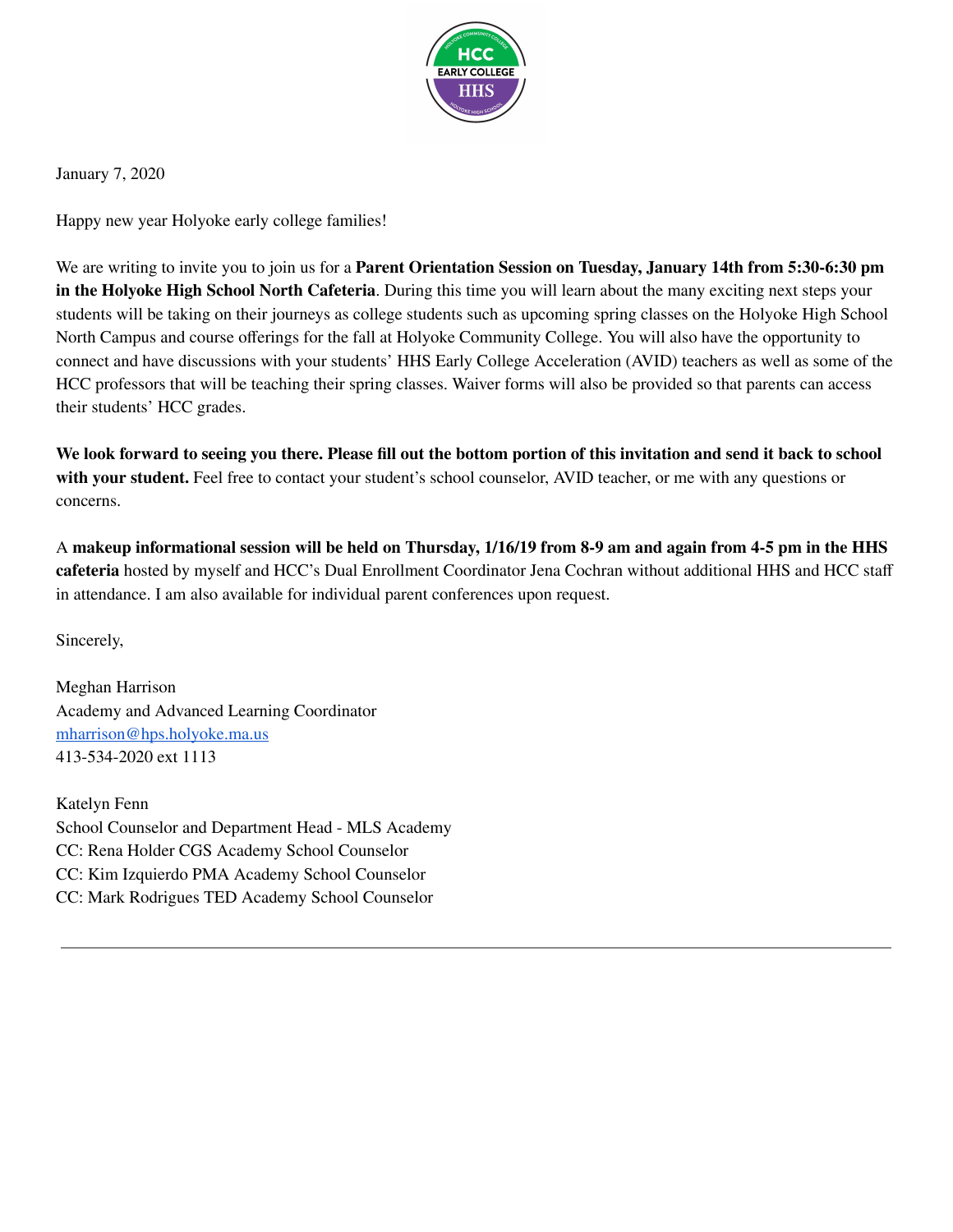January 7, 2020

Happy new year Holyoke early college families!

We are writing to invite you to join us for a **Parent Orientation Session on Tuesday, January 14th from 5:30-6:30 pm in the Holyoke High School North Cafeteria**. During this time you will learn about the many exciting next steps your students will be taking on their journeys as college students such as upcoming spring classes on the Holyoke High School North Campus and course offerings for the fall at Holyoke Community College. You will also have the opportunity to connect and have discussions with your students' HHS Early College Acceleration (AVID) teachers as well as some of the HCC professors that will be teaching their spring classes. Waiver forms will also be provided so that parents can access their students' HCC grades.

**We look forward to seeing you there. Please fill out the bottom portion of this invitation and send it back to school with your student.** Feel free to contact your student's school counselor, AVID teacher, or me with any questions or concerns.

A **makeup informational session will be held on Thursday, 1/16/19 from 8-9 am and again from 4-5 pm in the HHS cafeteria** hosted by myself and HCC's Dual Enrollment Coordinator Jena Cochran without additional HHS and HCC staff in attendance. I am also available for individual parent conferences upon request.

Sincerely,

Meghan Harrison
Academy and Advanced Learning Coordinator
mharrison@hps.holyoke.ma.us
413-534-2020 ext 1113

Katelyn Fenn
School Counselor and Department Head - MLS Academy
CC: Rena Holder CGS Academy School Counselor
CC: Kim Izquierdo PMA Academy School Counselor
CC: Mark Rodrigues TED Academy School Counselor

---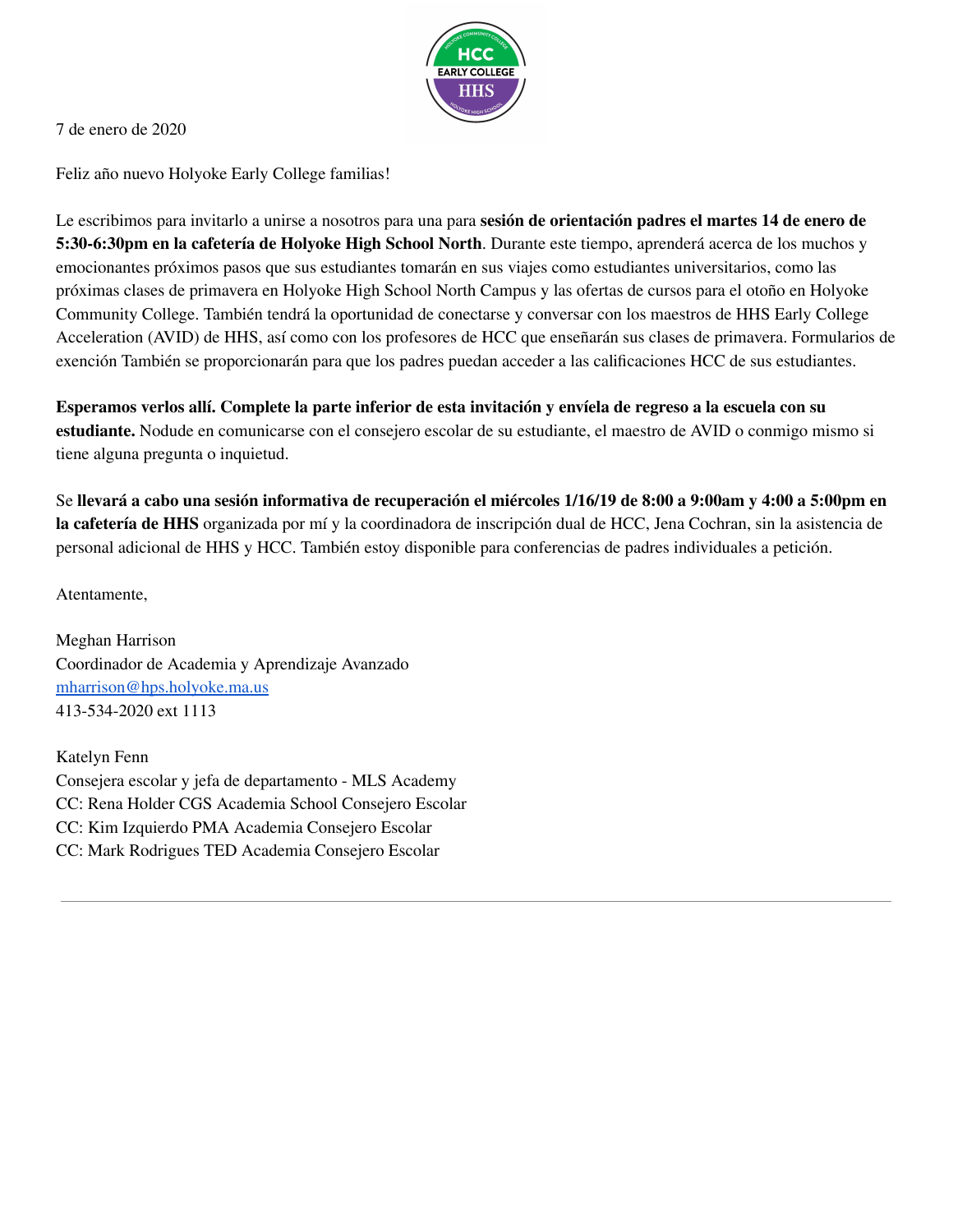7 de enero de 2020

Feliz año nuevo Holyoke Early College familias!

Le escribimos para invitarlo a unirse a nosotros para una para **sesión de orientación padres el martes 14 de enero de 5:30-6:30pm en la cafetería de Holyoke High School North**. Durante este tiempo, aprenderá acerca de los muchos y emocionantes próximos pasos que sus estudiantes tomarán en sus viajes como estudiantes universitarios, como las próximas clases de primavera en Holyoke High School North Campus y las ofertas de cursos para el otoño en Holyoke Community College. También tendrá la oportunidad de conectarse y conversar con los maestros de HHS Early College Acceleration (AVID) de HHS, así como con los profesores de HCC que enseñarán sus clases de primavera. Formularios de exención También se proporcionarán para que los padres puedan acceder a las calificaciones HCC de sus estudiantes.

**Esperamos verlos allí. Complete la parte inferior de esta invitación y envíela de regreso a la escuela con su estudiante.** Nodude en comunicarse con el consejero escolar de su estudiante, el maestro de AVID o conmigo mismo si tiene alguna pregunta o inquietud.

Se **llevará a cabo una sesión informativa de recuperación el miércoles 1/16/19 de 8:00 a 9:00am y 4:00 a 5:00pm en la cafetería de HHS** organizada por mí y la coordinadora de inscripción dual de HCC, Jena Cochran, sin la asistencia de personal adicional de HHS y HCC. También estoy disponible para conferencias de padres individuales a petición.

Atentamente,

Meghan Harrison
Coordinador de Academia y Aprendizaje Avanzado
mharrison@hps.holyoke.ma.us
413-534-2020 ext 1113

Katelyn Fenn
Consejera escolar y jefa de departamento - MLS Academy
CC: Rena Holder CGS Academia School Consejero Escolar
CC: Kim Izquierdo PMA Academia Consejero Escolar
CC: Mark Rodrigues TED Academia Consejero Escolar

---